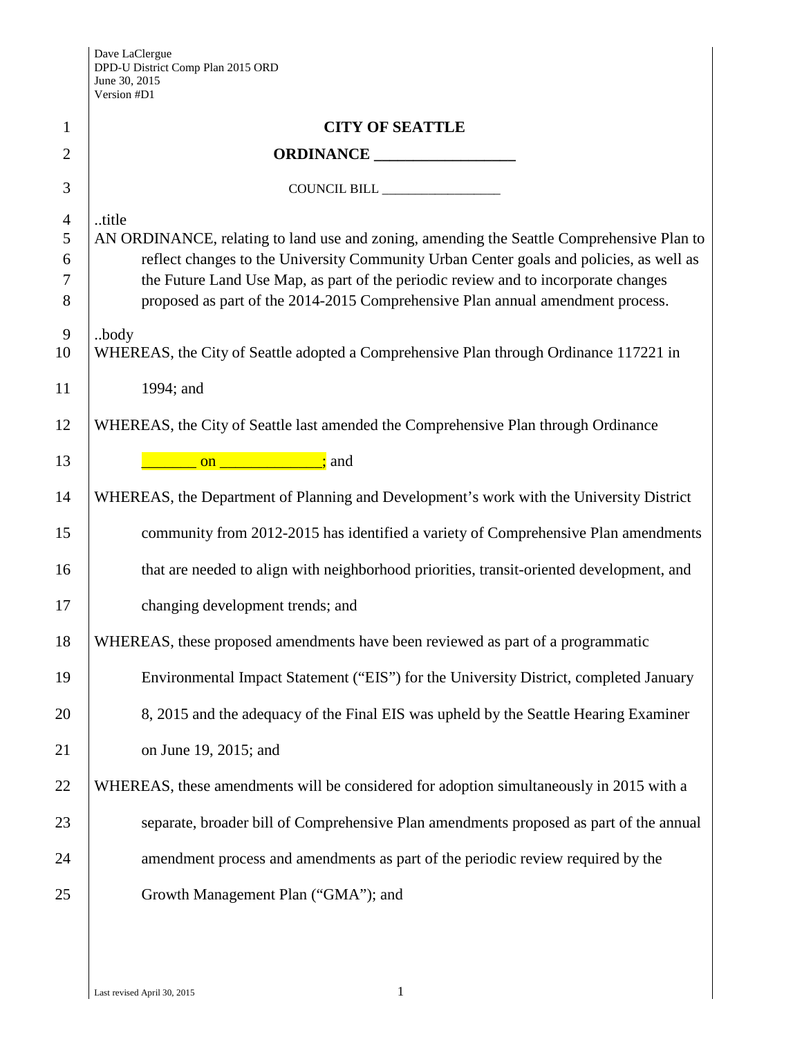Dave LaClergue
DPD-U District Comp Plan 2015 ORD
June 30, 2015
Version #D1

**CITY OF SEATTLE**

**ORDINANCE __________________**

COUNCIL BILL __________________

..title

AN ORDINANCE, relating to land use and zoning, amending the Seattle Comprehensive Plan to reflect changes to the University Community Urban Center goals and policies, as well as the Future Land Use Map, as part of the periodic review and to incorporate changes proposed as part of the 2014-2015 Comprehensive Plan annual amendment process.

..body

WHEREAS, the City of Seattle adopted a Comprehensive Plan through Ordinance 117221 in 1994; and

WHEREAS, the City of Seattle last amended the Comprehensive Plan through Ordinance _______ on _____________; and

WHEREAS, the Department of Planning and Development's work with the University District community from 2012-2015 has identified a variety of Comprehensive Plan amendments that are needed to align with neighborhood priorities, transit-oriented development, and changing development trends; and

WHEREAS, these proposed amendments have been reviewed as part of a programmatic Environmental Impact Statement ("EIS") for the University District, completed January 8, 2015 and the adequacy of the Final EIS was upheld by the Seattle Hearing Examiner on June 19, 2015; and

WHEREAS, these amendments will be considered for adoption simultaneously in 2015 with a separate, broader bill of Comprehensive Plan amendments proposed as part of the annual amendment process and amendments as part of the periodic review required by the Growth Management Plan ("GMA"); and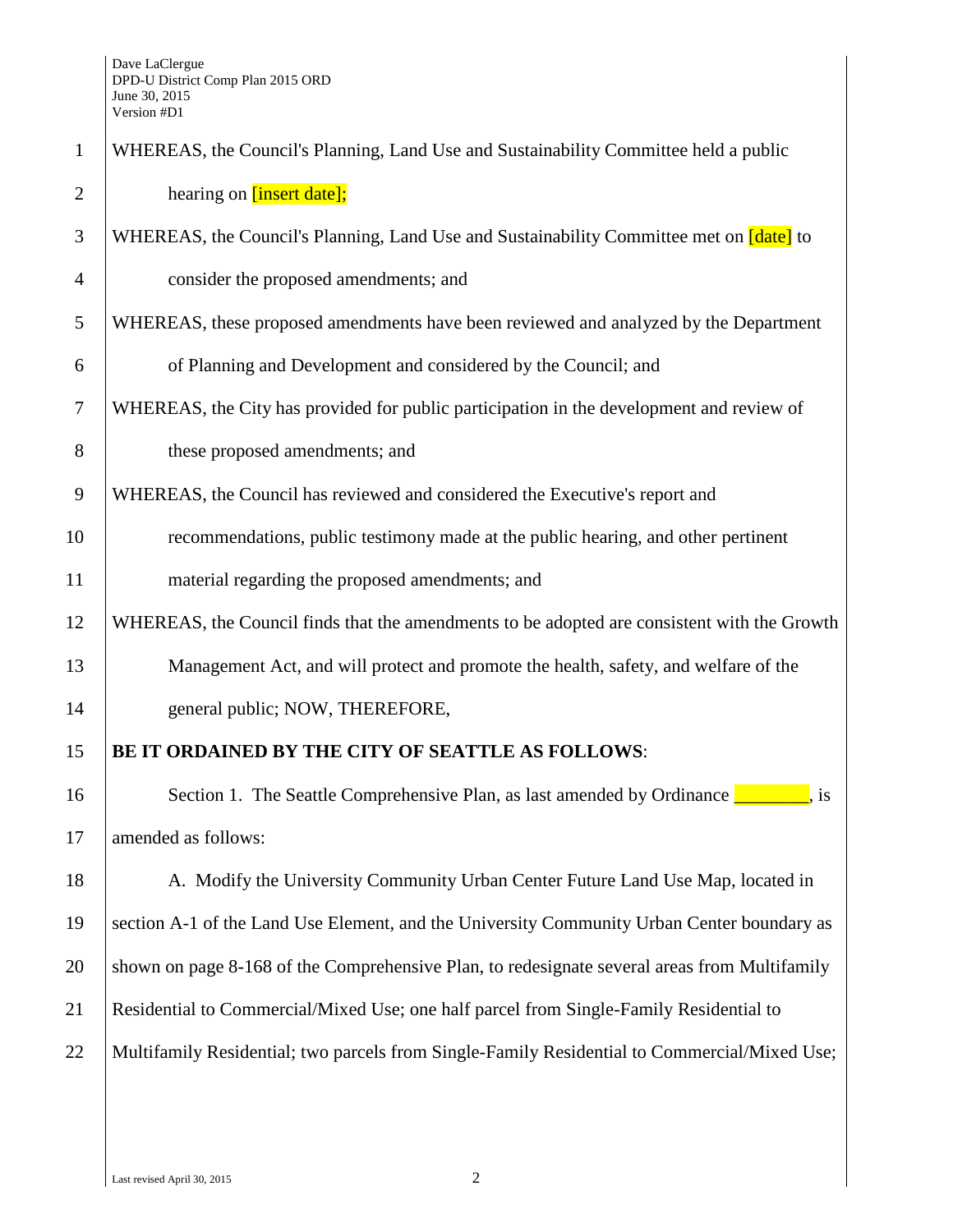WHEREAS, the Council's Planning, Land Use and Sustainability Committee held a public hearing on [insert date];

WHEREAS, the Council's Planning, Land Use and Sustainability Committee met on [date] to consider the proposed amendments; and

WHEREAS, these proposed amendments have been reviewed and analyzed by the Department of Planning and Development and considered by the Council; and

WHEREAS, the City has provided for public participation in the development and review of these proposed amendments; and

WHEREAS, the Council has reviewed and considered the Executive's report and recommendations, public testimony made at the public hearing, and other pertinent material regarding the proposed amendments; and

WHEREAS, the Council finds that the amendments to be adopted are consistent with the Growth Management Act, and will protect and promote the health, safety, and welfare of the general public; NOW, THEREFORE,

**BE IT ORDAINED BY THE CITY OF SEATTLE AS FOLLOWS**:

Section 1. The Seattle Comprehensive Plan, as last amended by Ordinance ________, is amended as follows:

A. Modify the University Community Urban Center Future Land Use Map, located in section A-1 of the Land Use Element, and the University Community Urban Center boundary as shown on page 8-168 of the Comprehensive Plan, to redesignate several areas from Multifamily Residential to Commercial/Mixed Use; one half parcel from Single-Family Residential to Multifamily Residential; two parcels from Single-Family Residential to Commercial/Mixed Use;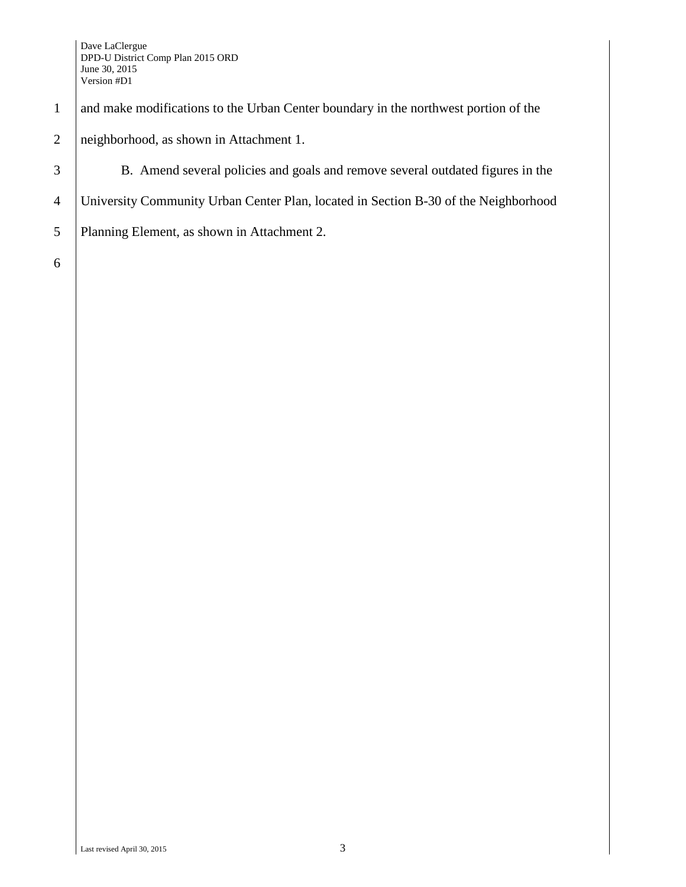and make modifications to the Urban Center boundary in the northwest portion of the neighborhood, as shown in Attachment 1.

B. Amend several policies and goals and remove several outdated figures in the University Community Urban Center Plan, located in Section B-30 of the Neighborhood Planning Element, as shown in Attachment 2.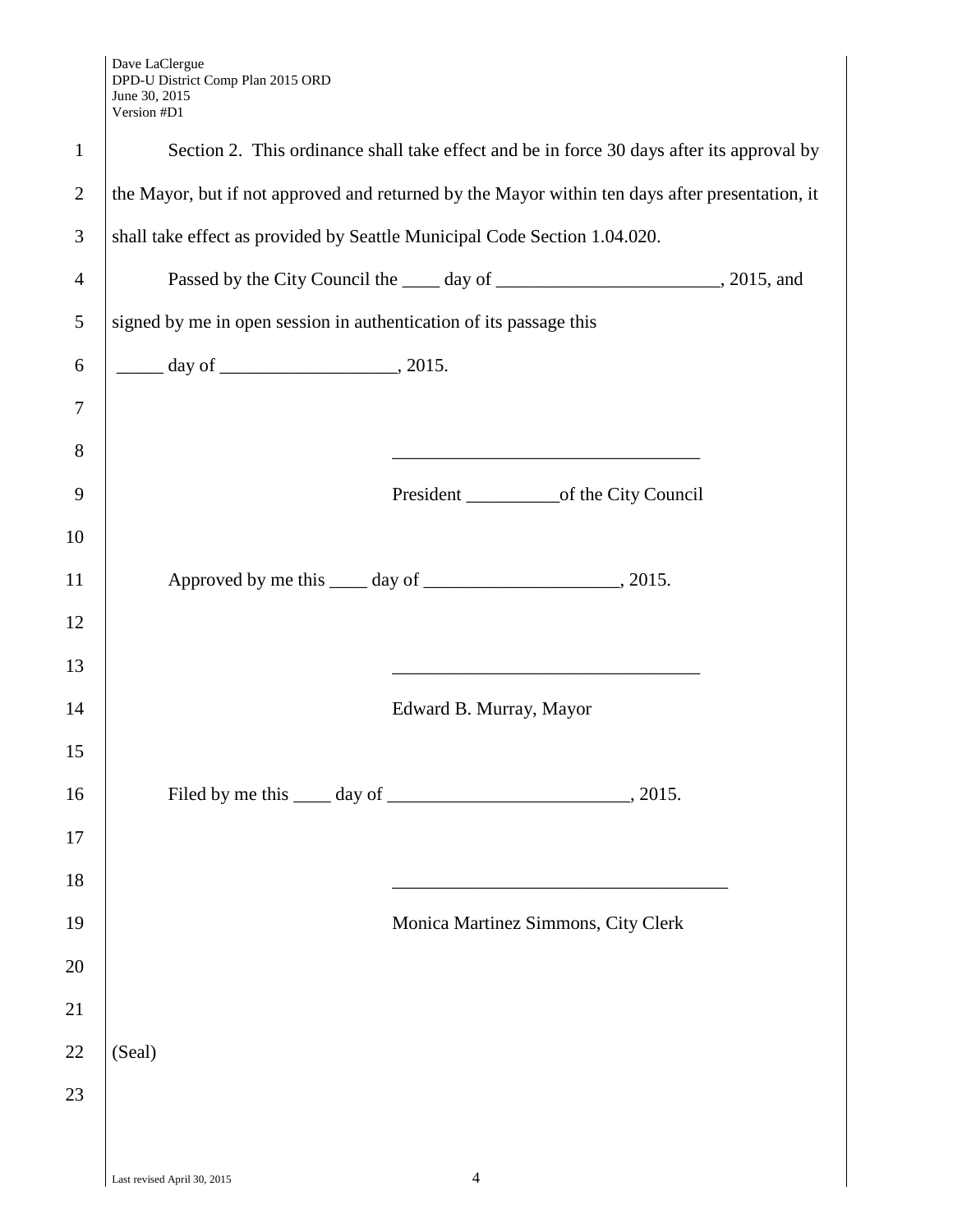Section 2. This ordinance shall take effect and be in force 30 days after its approval by the Mayor, but if not approved and returned by the Mayor within ten days after presentation, it shall take effect as provided by Seattle Municipal Code Section 1.04.020.

Passed by the City Council the ____ day of ________________________, 2015, and signed by me in open session in authentication of its passage this

_____ day of ___________________, 2015.

_________________________________

President __________of the City Council

Approved by me this ____ day of _____________________, 2015.

_________________________________

Edward B. Murray, Mayor

Filed by me this ____ day of __________________________, 2015.

____________________________________

Monica Martinez Simmons, City Clerk

(Seal)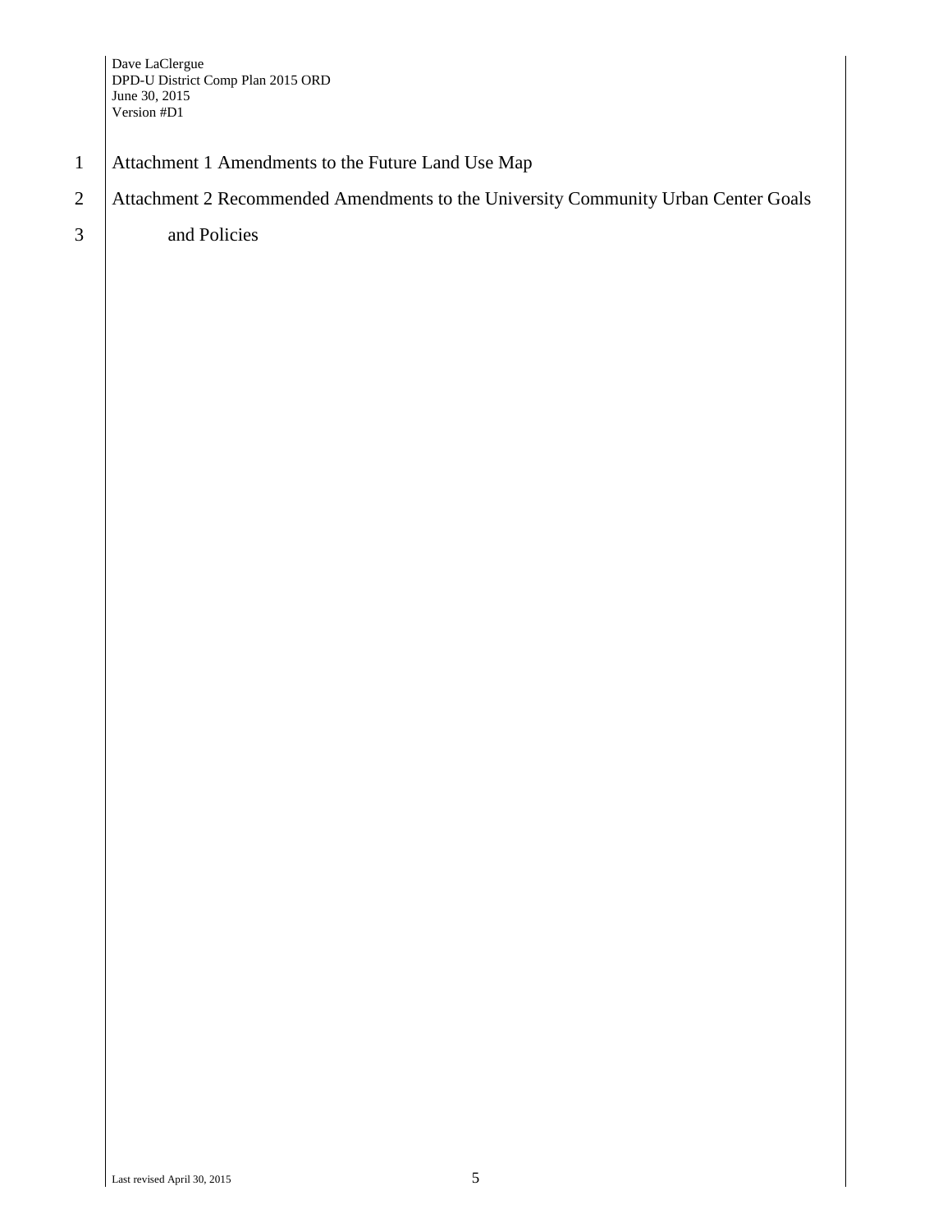Attachment 1 Amendments to the Future Land Use Map

Attachment 2 Recommended Amendments to the University Community Urban Center Goals and Policies